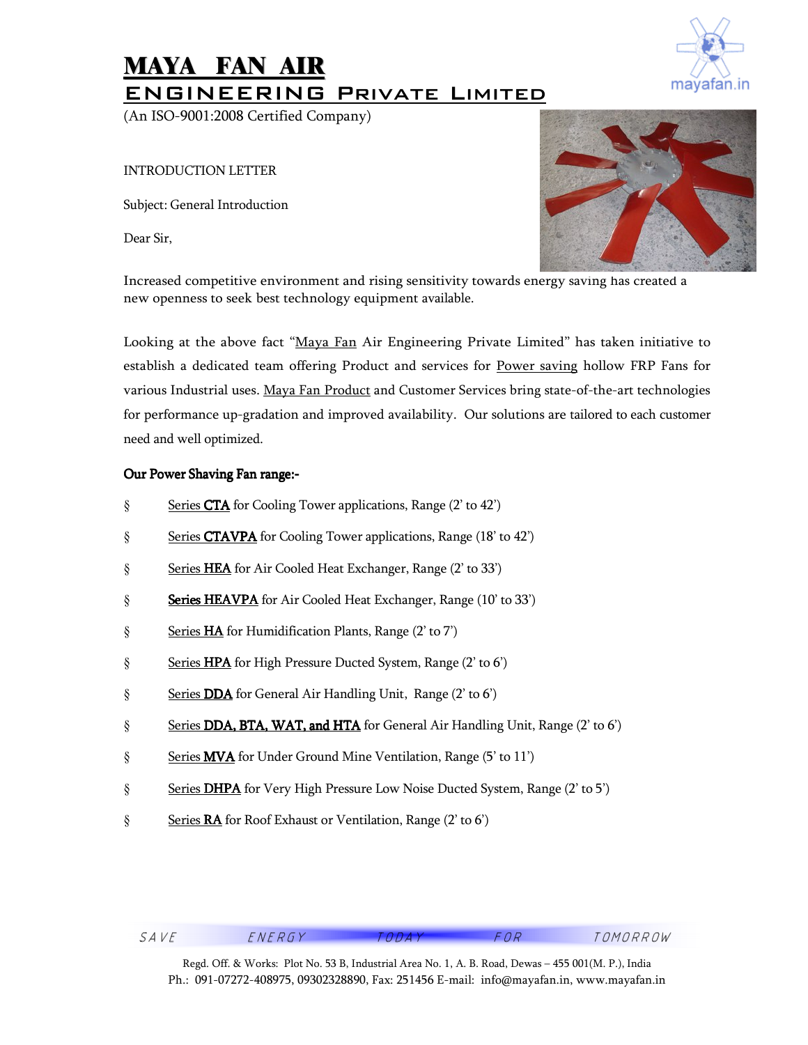# MAYA FAN AIR

## ENGINEERING PRIVATE LIMITED

(An ISO-9001:2008 Certified Company)

INTRODUCTION LETTER

Subject: General Introduction

Dear Sir,

Increased competitive environment and rising sensitivity towards energy saving has created a new openness to seek best technology equipment available.

Looking at the above fact "Maya Fan Air Engineering Private Limited" has taken initiative to establish a dedicated team offering Product and services for Power saving hollow FRP Fans for various Industrial uses. Maya Fan Product and Customer Services bring state-of-the-art technologies for performance up-gradation and improved availability. Our solutions are tailored to each customer need and well optimized.

**Our Power Shaving Fan range:-**

- Series **CTA** for Cooling Tower applications, Range (2' to 42')
- Series **CTAVPA** for Cooling Tower applications, Range (18' to 42')
- Series **HEA** for Air Cooled Heat Exchanger, Range (2' to 33')
- **Series HEAVPA** for Air Cooled Heat Exchanger, Range (10' to 33')
- Series **HA** for Humidification Plants, Range (2' to 7')
- Series **HPA** for High Pressure Ducted System, Range (2' to 6')
- Series **DDA** for General Air Handling Unit, Range (2' to 6')
- Series **DDA, BTA, WAT, and HTA** for General Air Handling Unit, Range (2' to 6')
- Series **MVA** for Under Ground Mine Ventilation, Range (5' to 11')
- Series **DHPA** for Very High Pressure Low Noise Ducted System, Range (2' to 5')
- Series **RA** for Roof Exhaust or Ventilation, Range (2' to 6')

SAVE ENERGY TODAY FOR TOMORROW

Regd. Off. & Works: Plot No. 53 B, Industrial Area No. 1, A. B. Road, Dewas – 455 001(M. P.), India
Ph.: 091-07272-408975, 09302328890, Fax: 251456 E-mail: info@mayafan.in, www.mayafan.in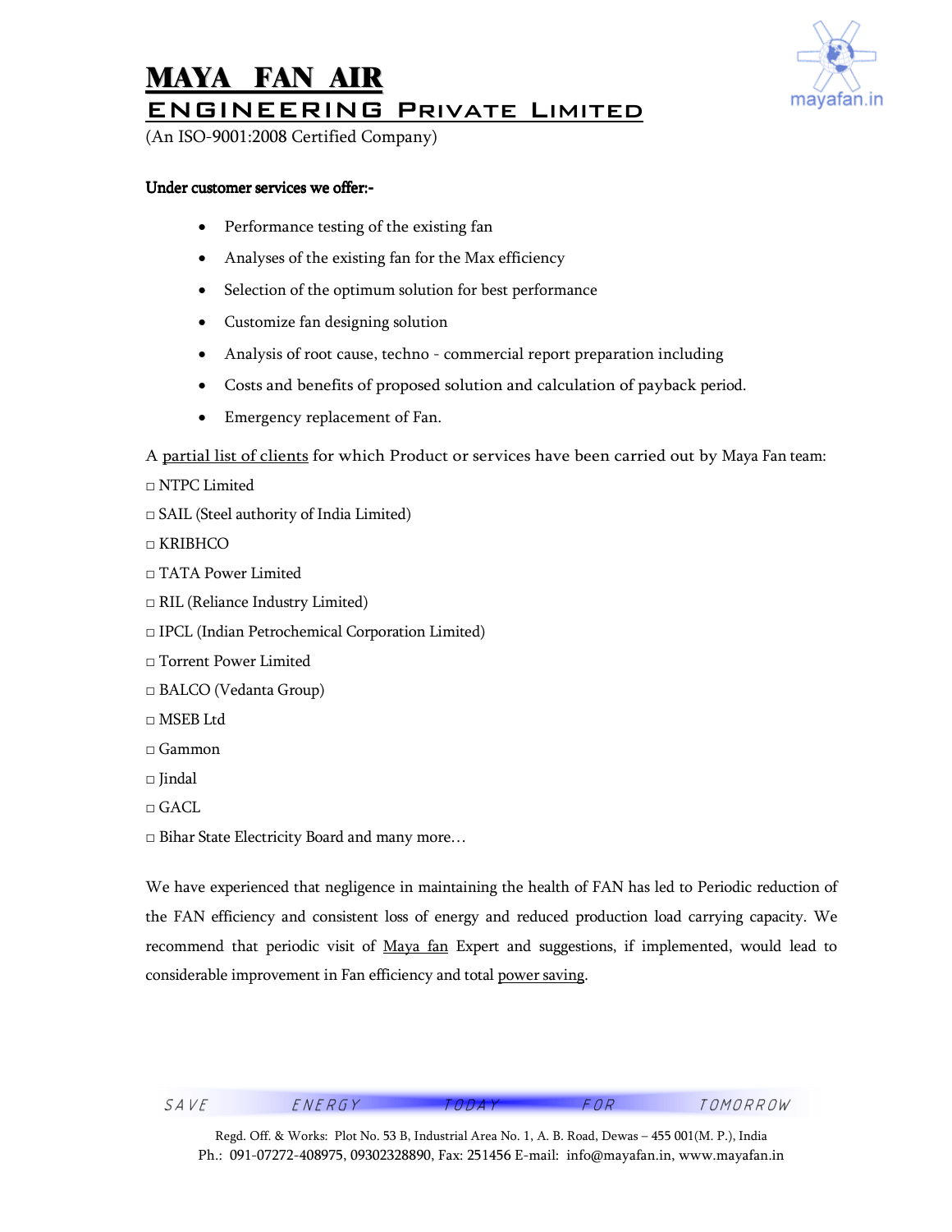**Under customer services we offer:-**

- Performance testing of the existing fan
- Analyses of the existing fan for the Max efficiency
- Selection of the optimum solution for best performance
- Customize fan designing solution
- Analysis of root cause, techno - commercial report preparation including
- Costs and benefits of proposed solution and calculation of payback period.
- Emergency replacement of Fan.

A partial list of clients for which Product or services have been carried out by Maya Fan team:

□ NTPC Limited

□ SAIL (Steel authority of India Limited)

□ KRIBHCO

□ TATA Power Limited

□ RIL (Reliance Industry Limited)

□ IPCL (Indian Petrochemical Corporation Limited)

□ Torrent Power Limited

□ BALCO (Vedanta Group)

□ MSEB Ltd

□ Gammon

□ Jindal

□ GACL

□ Bihar State Electricity Board and many more…

We have experienced that negligence in maintaining the health of FAN has led to Periodic reduction of the FAN efficiency and consistent loss of energy and reduced production load carrying capacity. We recommend that periodic visit of Maya fan Expert and suggestions, if implemented, would lead to considerable improvement in Fan efficiency and total power saving.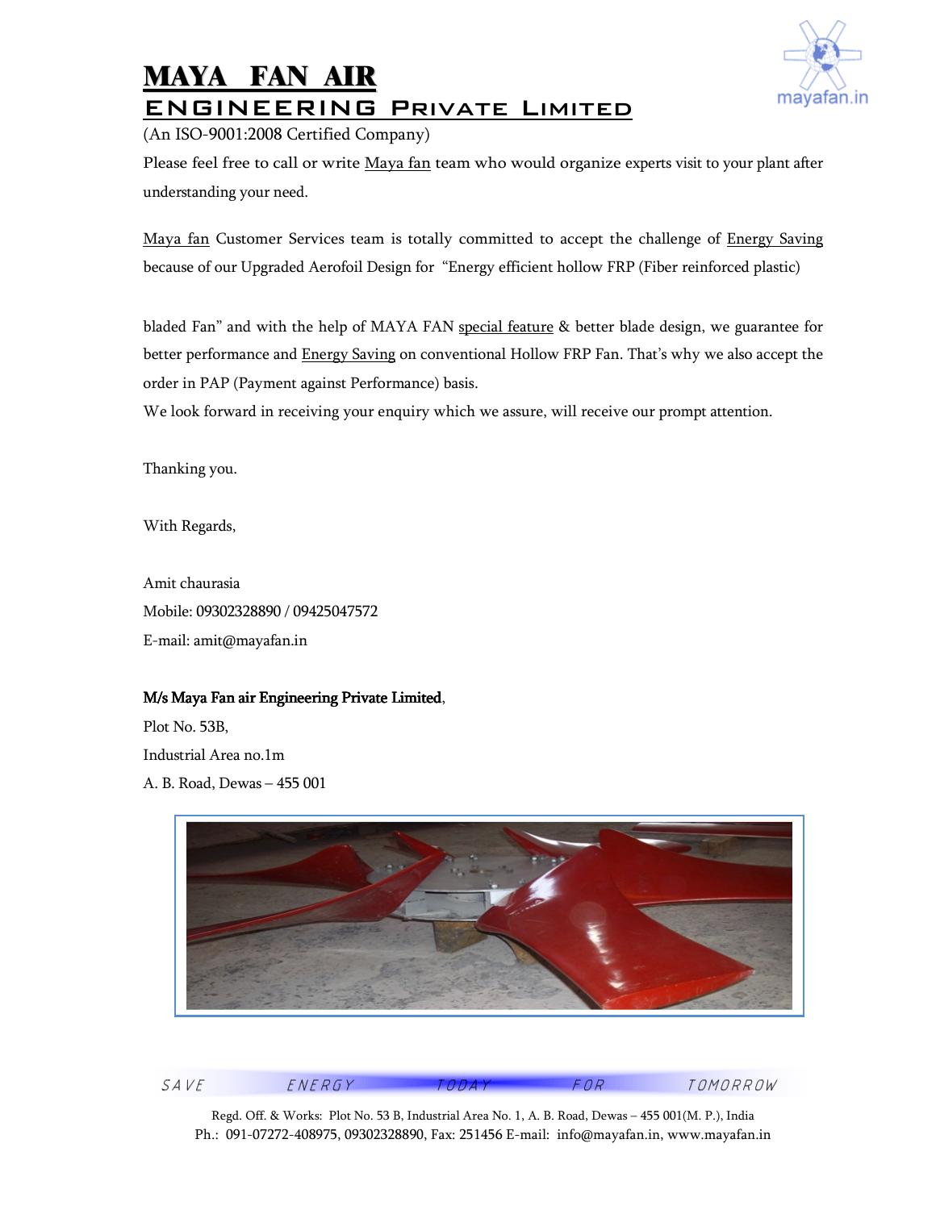# MAYA FAN AIR

## ENGINEERING PRIVATE LIMITED

(An ISO-9001:2008 Certified Company)

Please feel free to call or write Maya fan team who would organize experts visit to your plant after understanding your need.

Maya fan Customer Services team is totally committed to accept the challenge of Energy Saving because of our Upgraded Aerofoil Design for "Energy efficient hollow FRP (Fiber reinforced plastic)

bladed Fan" and with the help of MAYA FAN special feature & better blade design, we guarantee for better performance and Energy Saving on conventional Hollow FRP Fan. That's why we also accept the order in PAP (Payment against Performance) basis.

We look forward in receiving your enquiry which we assure, will receive our prompt attention.

Thanking you.

With Regards,

Amit chaurasia
Mobile: 09302328890 / 09425047572
E-mail: amit@mayafan.in

**M/s Maya Fan air Engineering Private Limited**,
Plot No. 53B,
Industrial Area no.1m
A. B. Road, Dewas – 455 001

SAVE ENERGY TODAY FOR TOMORROW

Regd. Off. & Works: Plot No. 53 B, Industrial Area No. 1, A. B. Road, Dewas – 455 001(M. P.), India
Ph.: 091-07272-408975, 09302328890, Fax: 251456 E-mail: info@mayafan.in, www.mayafan.in